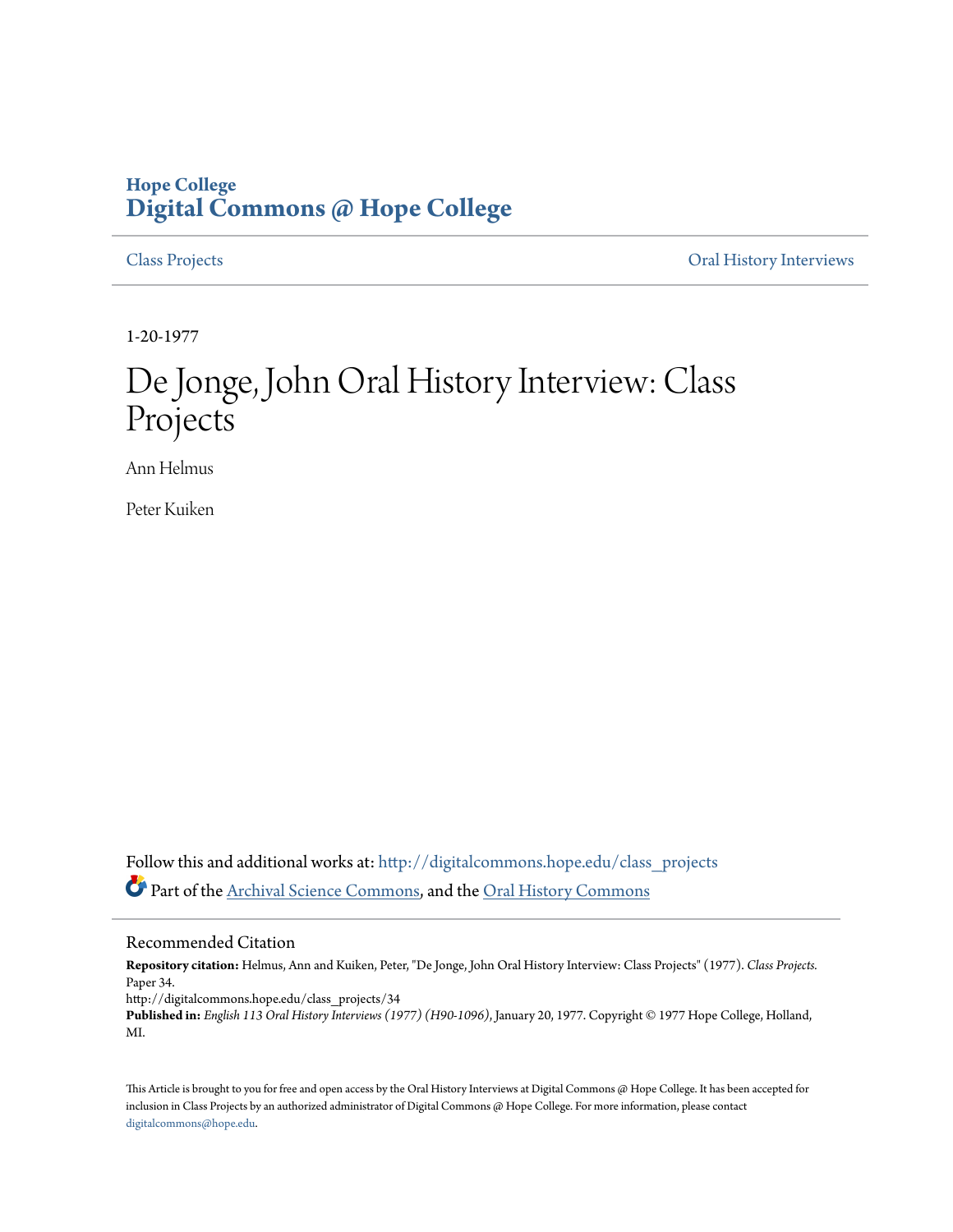**Hope College**
**Digital Commons @ Hope College**

Class Projects | Oral History Interviews

1-20-1977

# De Jonge, John Oral History Interview: Class Projects

Ann Helmus

Peter Kuiken

Follow this and additional works at: http://digitalcommons.hope.edu/class_projects

Part of the Archival Science Commons, and the Oral History Commons

## Recommended Citation

**Repository citation:** Helmus, Ann and Kuiken, Peter, "De Jonge, John Oral History Interview: Class Projects" (1977). *Class Projects.* Paper 34.
http://digitalcommons.hope.edu/class_projects/34
**Published in:** *English 113 Oral History Interviews (1977) (H90-1096)*, January 20, 1977. Copyright © 1977 Hope College, Holland, MI.

This Article is brought to you for free and open access by the Oral History Interviews at Digital Commons @ Hope College. It has been accepted for inclusion in Class Projects by an authorized administrator of Digital Commons @ Hope College. For more information, please contact digitalcommons@hope.edu.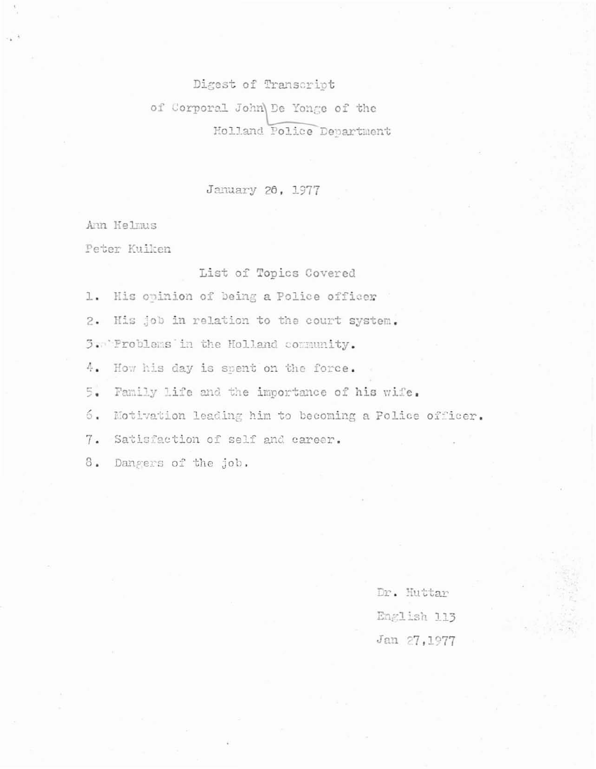# Digest of Transcript

## of Corporal John De Yonge of the Holland Police Department

January 26, 1977

Ann Helmus

Peter Kuiken

### List of Topics Covered

1. His opinion of being a Police officer
2. His job in relation to the court system.
3. Problems in the Holland community.
4. How his day is spent on the force.
5. Family life and the importance of his wife.
6. Motivation leading him to becoming a Police officer.
7. Satisfaction of self and career.
8. Dangers of the job.

Dr. Huttar

English 113

Jan 27,1977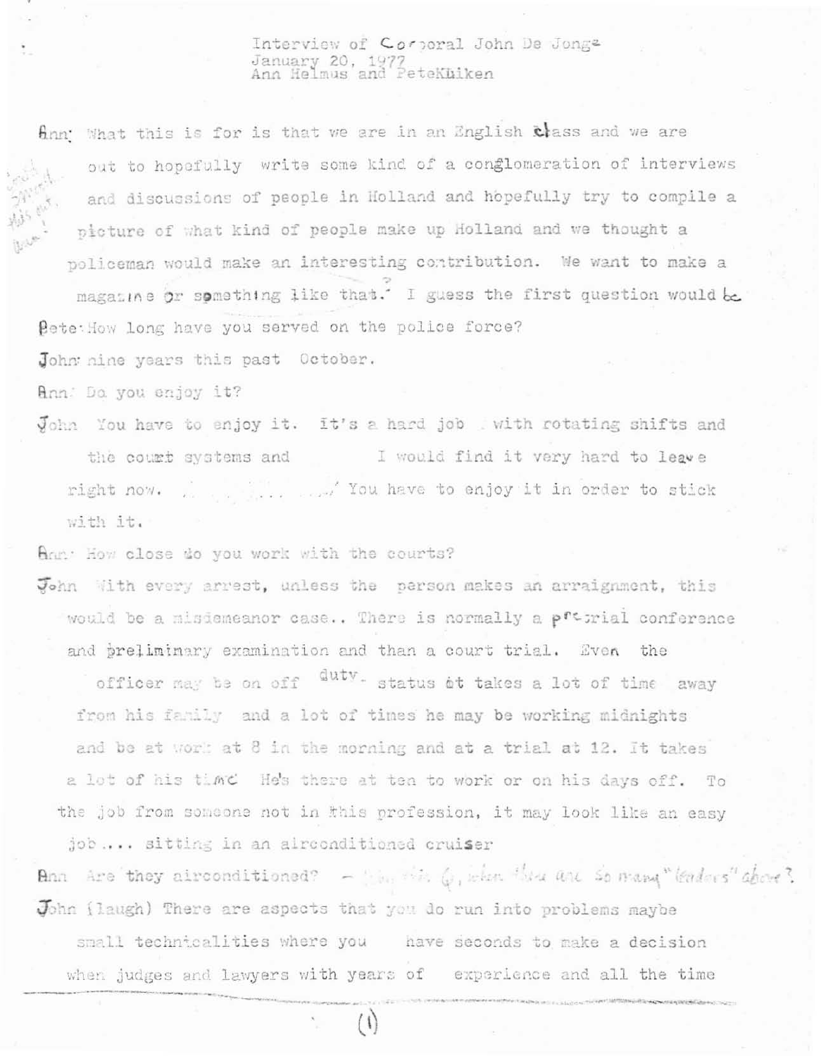Interview of Corporal John De Jonge
January 20, 1977
Ann Helmus and Pete Kuiken

Ann: What this is for is that we are in an English class and we are out to hopefully write some kind of a conglomeration of interviews and discussions of people in Holland and hopefully try to compile a picture of what kind of people make up Holland and we thought a policeman would make an interesting contribution. We want to make a magazine or something like that. I guess the first question would be

Pete: How long have you served on the police force?

John: nine years this past October.

Ann: Do you enjoy it?

John: You have to enjoy it. It's a hard job with rotating shifts and the court systems and I would find it very hard to leave right now. ... You have to enjoy it in order to stick with it.

Ann: How close do you work with the courts?

John: With every arrest, unless the person makes an arraignment, this would be a misdemeanor case.. There is normally a pretrial conference and preliminary examination and than a court trial. Even the officer may be on off duty status it takes a lot of time away from his family and a lot of times he may be working midnights and be at work at 8 in the morning and at a trial at 12. It takes a lot of his time He's there at ten to work or on his days off. To the job from someone not in this profession, it may look like an easy job.... sitting in an airconditioned cruiser

Ann: Are they airconditioned?

John: (laugh) There are aspects that you do run into problems maybe small technicalities where you have seconds to make a decision when judges and lawyers with years of experience and all the time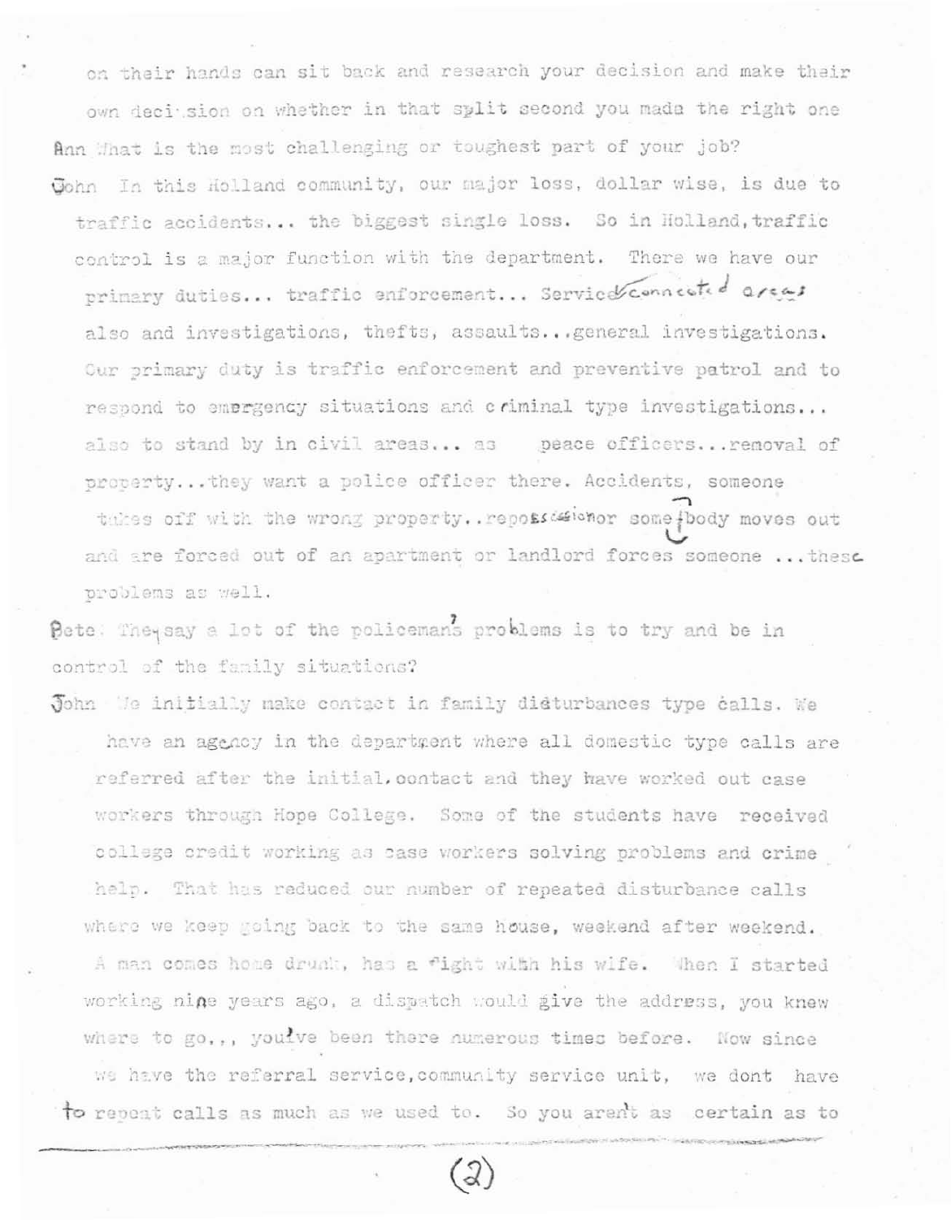on their hands can sit back and research your decision and make their own decision on whether in that split second you made the right one

Ann What is the most challenging or toughest part of your job?

John In this Holland community, our major loss, dollar wise, is due to traffic accidents... the biggest single loss. So in Holland, traffic control is a major function with the department. There we have our primary duties... traffic enforcement... Service connected areas also and investigations, thefts, assaults...general investigations. Our primary duty is traffic enforcement and preventive patrol and to respond to emergency situations and criminal type investigations... also to stand by in civil areas... as peace officers...removal of property...they want a police officer there. Accidents, someone takes off with the wrong property..repossession or somebody moves out and are forced out of an apartment or landlord forces someone ...these problems as well.

Pete They say a lot of the policeman's problems is to try and be in control of the family situations?

John We initially make contact in family disturbances type calls. We have an agency in the department where all domestic type calls are referred after the initial contact and they have worked out case workers through Hope College. Some of the students have received college credit working as case workers solving problems and crime help. That has reduced our number of repeated disturbance calls where we keep going back to the same house, weekend after weekend. A man comes home drunk, has a fight with his wife. When I started working nine years ago, a dispatch would give the address, you knew where to go,,, you've been there numerous times before. Now since we have the referral service, community service unit, we dont have to repeat calls as much as we used to. So you aren't as certain as to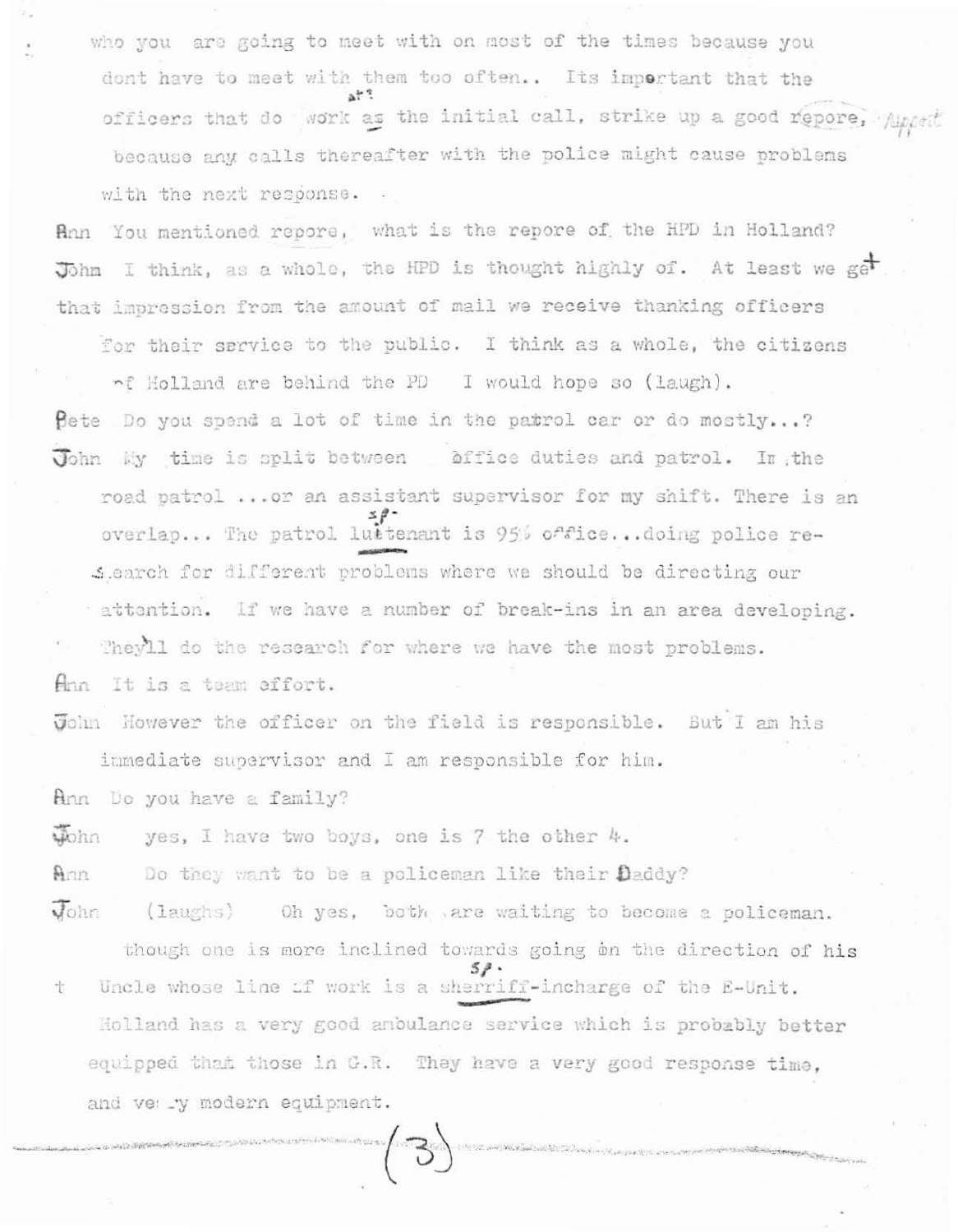who you are going to meet with on most of the times because you dont have to meet with them too often.. Its important that the officers that do work as the initial call, strike up a good repore, because any calls thereafter with the police might cause problems with the next response.

Ann You mentioned repore, what is the repore of the HPD in Holland?

John I think, as a whole, the HPD is thought highly of. At least we get that impression from the amount of mail we receive thanking officers for their service to the public. I think as a whole, the citizens of Holland are behind the PD I would hope so (laugh).

Pete Do you spend a lot of time in the patrol car or do mostly...?

John My time is split between office duties and patrol. In the road patrol ...or an assistant supervisor for my shift. There is an overlap... The patrol lutenant is 95% office...doing police research for different problems where we should be directing our attention. If we have a number of break-ins in an area developing. They'll do the research for where we have the most problems.

Ann It is a team effort.

John However the officer on the field is responsible. But I am his immediate supervisor and I am responsible for him.

Ann Do you have a family?

John yes, I have two boys, one is 7 the other 4.

Ann Do they want to be a policeman like their Daddy?

John (laughs) Oh yes, both are waiting to become a policeman. though one is more inclined towards going on the direction of his Uncle whose line of work is a sherriff-incharge of the E-Unit. Holland has a very good ambulance service which is probably better equipped that those in G.R. They have a very good response time, and very modern equipment.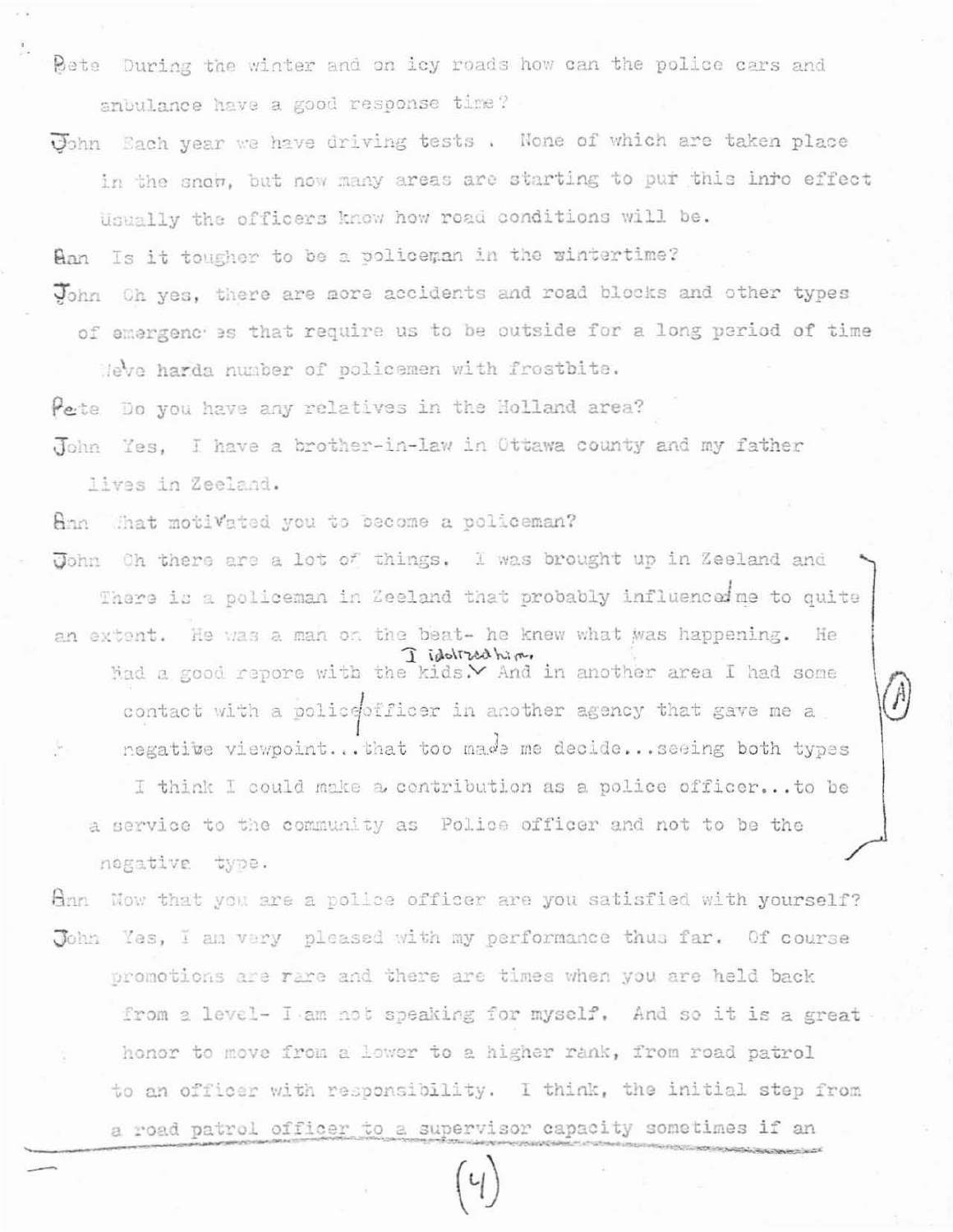**Pete** During the winter and on icy roads how can the police cars and anbulance have a good response time?

**John** Each year we have driving tests . None of which are taken place in the snow, but now many areas are starting to pur this into effect Usually the officers know how road conditions will be.

**Ann** Is it tougher to be a policeman in the wintertime?

**John** Oh yes, there are more accidents and road blocks and other types of emergencies that require us to be outside for a long period of time We've harda number of policemen with frostbite.

**Pete** Do you have any relatives in the Holland area?

**John** Yes, I have a brother-in-law in Ottawa county and my father lives in Zeeland.

**Ann** What motivated you to become a policeman?

**John** Oh there are a lot of things. I was brought up in Zeeland and There is a policeman in Zeeland that probably influenced me to quite an extent. He was a man on the beat- he knew what was happening. He had a good repore with the kids. I idolized him. And in another area I had some contact with a police officer in another agency that gave me a negative viewpoint...that too made me decide...seeing both types I think I could make a contribution as a police officer...to be a service to the community as Police officer and not to be the negative type. (A)

**Ann** Now that you are a police officer are you satisfied with yourself?

**John** Yes, I am very pleased with my performance thus far. Of course promotions are rare and there are times when you are held back from a level- I am not speaking for myself. And so it is a great honor to move from a lower to a higher rank, from road patrol to an officer with responsibility. I think, the initial step from a road patrol officer to a supervisor capacity sometimes if an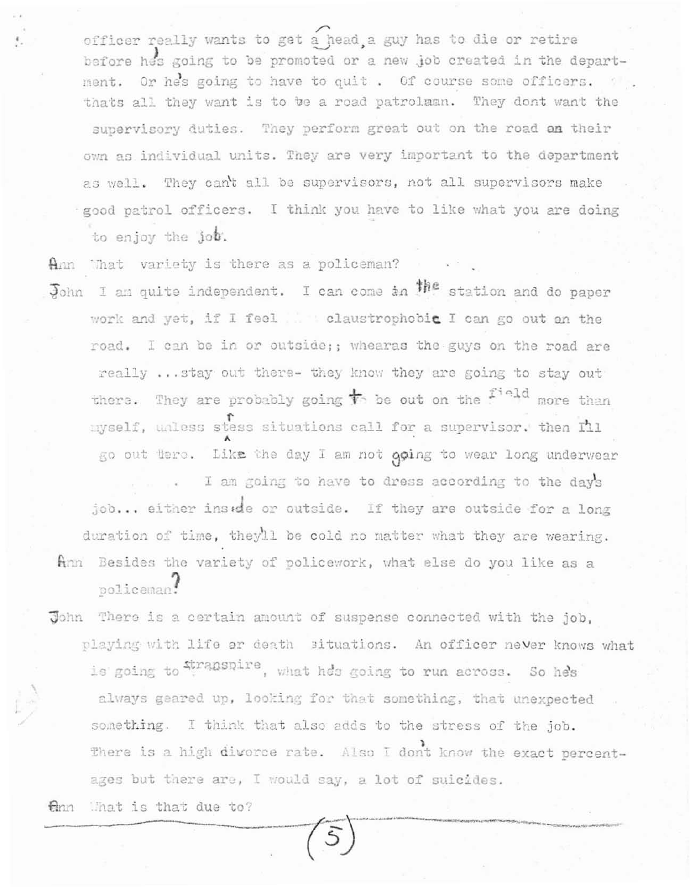officer really wants to get ahead, a guy has to die or retire before he's going to be promoted or a new job created in the department. Or he's going to have to quit . Of course some officers. thats all they want is to be a road patrolman. They dont want the supervisory duties. They perform great out on the road on their own as individual units. They are very important to the department as well. They can't all be supervisors, not all supervisors make good patrol officers. I think you have to like what you are doing to enjoy the job.

Ann What variety is there as a policeman?

John I am quite independent. I can come in the station and do paper work and yet, if I feel claustrophobic I can go out on the road. I can be in or outside;; whearas the guys on the road are really ...stay out there- they know they are going to stay out there. They are probably going to be out on the field more than myself, unless stress situations call for a supervisor. then I'll go out there. Like the day I am not going to wear long underwear . I am going to have to dress according to the day's job... either inside or outside. If they are outside for a long duration of time, they'll be cold no matter what they are wearing.

Ann Besides the variety of policework, what else do you like as a policeman?

John There is a certain amount of suspense connected with the job, playing with life or death situations. An officer never knows what is going to transpire, what he's going to run across. So he's always geared up, looking for that something, that unexpected something. I think that also adds to the stress of the job. There is a high divorce rate. Also I don't know the exact percentages but there are, I would say, a lot of suicides.

Ann What is that due to?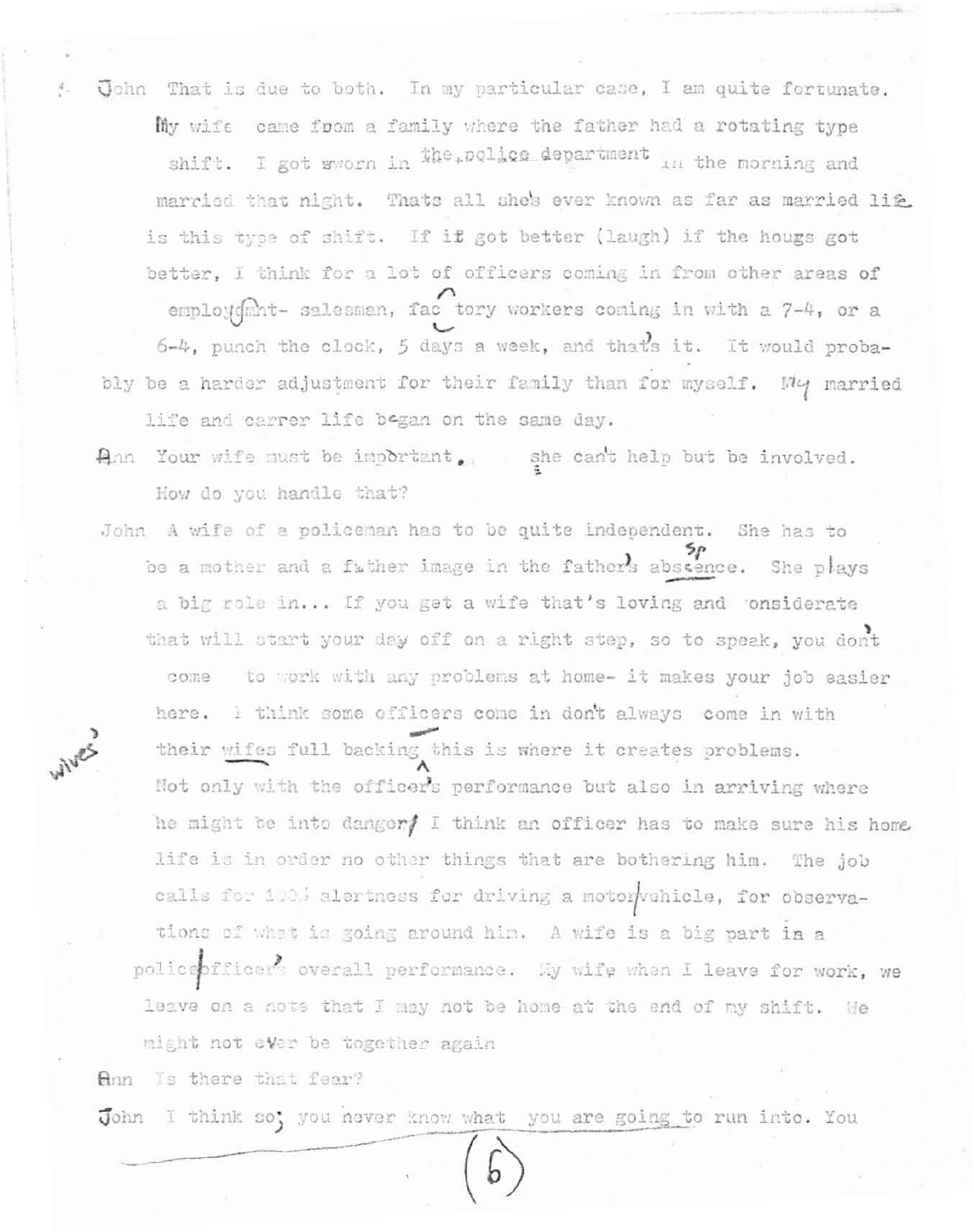John That is due to both. In my particular case, I am quite fortunate. My wife came from a family where the father had a rotating type shift. I got sworn in the police department in the morning and married that night. Thats all she's ever known as far as married life is this type of shift. If it got better (laugh) if the hougs got better, I think for a lot of officers coming in from other areas of employment- salesman, factory workers coming in with a 7-4, or a 6-4, punch the clock, 5 days a week, and that's it. It would probably be a harder adjustment for their family than for myself. My married life and carrer life began on the same day.

Ann Your wife must be important, she can't help but be involved. How do you handle that?

John A wife of a policeman has to be quite independent. She has to be a mother and a father image in the father's abscence. She plays a big role in... If you get a wife that's loving and considerate that will start your day off on a right step, so to speak, you don't come to work with any problems at home- it makes your job easier here. I think some officers come in don't always come in with their wifes full backing this is where it creates problems. Not only with the officer's performance but also in arriving where he might be into danger/ I think an officer has to make sure his home life is in order no other things that are bothering him. The job calls for 100% alertness for driving a motor vehicle, for observations of what is going around him. A wife is a big part in a police officer's overall performance. My wife when I leave for work, we leave on a note that I may not be home at the end of my shift. We might not ever be together again

Ann Is there that fear?

John I think so; you never know what you are going to run into. You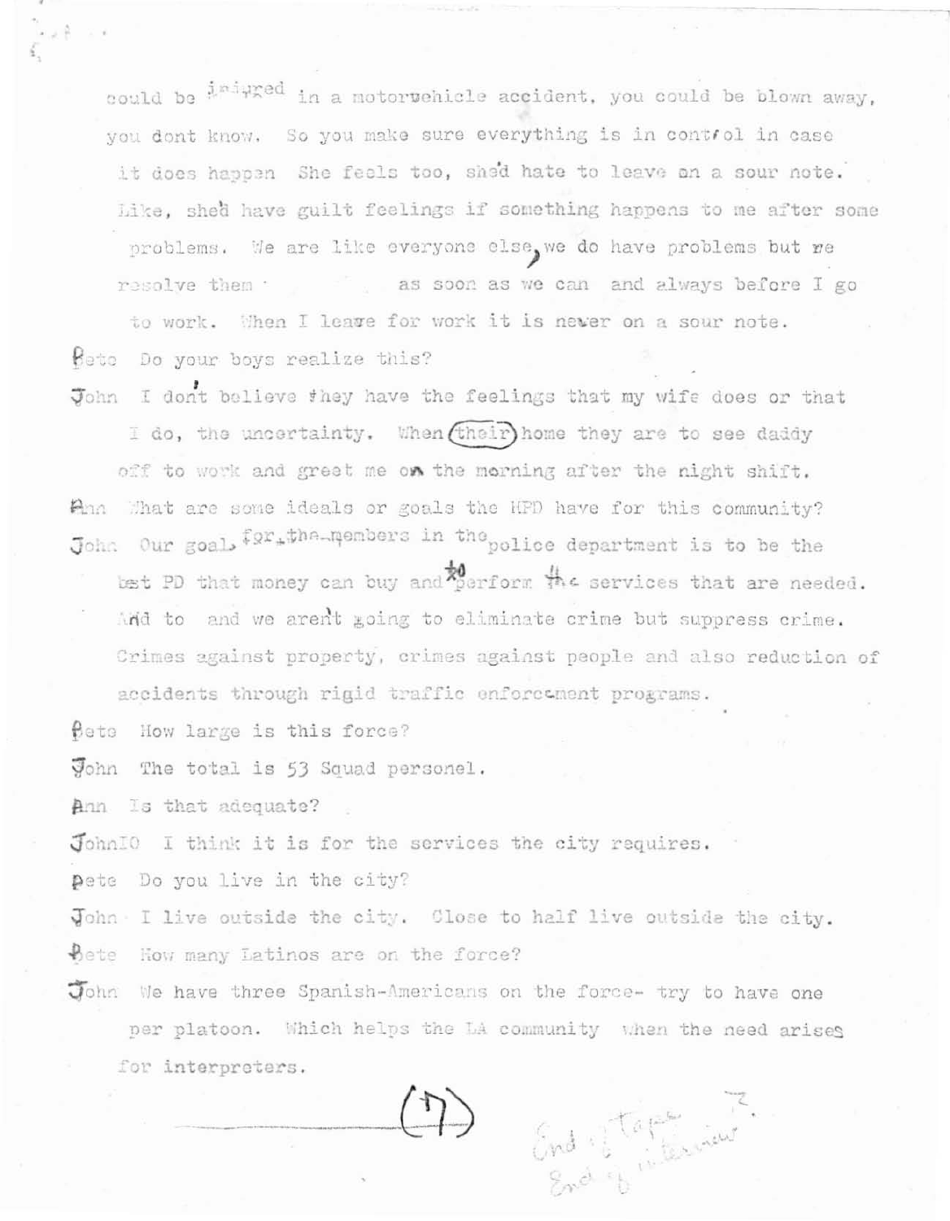could be injured in a motorvehicle accident, you could be blown away, you dont know. So you make sure everything is in control in case it does happen. She feels too, she'd hate to leave on a sour note. Like, she'd have guilt feelings if something happens to me after some problems. We are like everyone else, we do have problems but we resolve them as soon as we can and always before I go to work. When I leave for work it is never on a sour note.

Pete Do your boys realize this?

John I don't believe they have the feelings that my wife does or that I do, the uncertainty. When (their) home they are to see daddy off to work and greet me on the morning after the night shift.

Ann What are some ideals or goals the HPD have for this community?

John Our goal, for the members in the police department is to be the best PD that money can buy and to perform the services that are needed. And to and we aren't going to eliminate crime but suppress crime. Crimes against property, crimes against people and also reduction of accidents through rigid traffic enforcement programs.

Pete How large is this force?

John The total is 53 Squad personel.

Ann Is that adequate?

JohnIO I think it is for the services the city requires.

Pete Do you live in the city?

John I live outside the city. Close to half live outside the city.

Pete How many Latinos are on the force?

John We have three Spanish-Americans on the force- try to have one per platoon. Which helps the LA community when the need arises for interpreters.

End of Tape 2.
End of interview